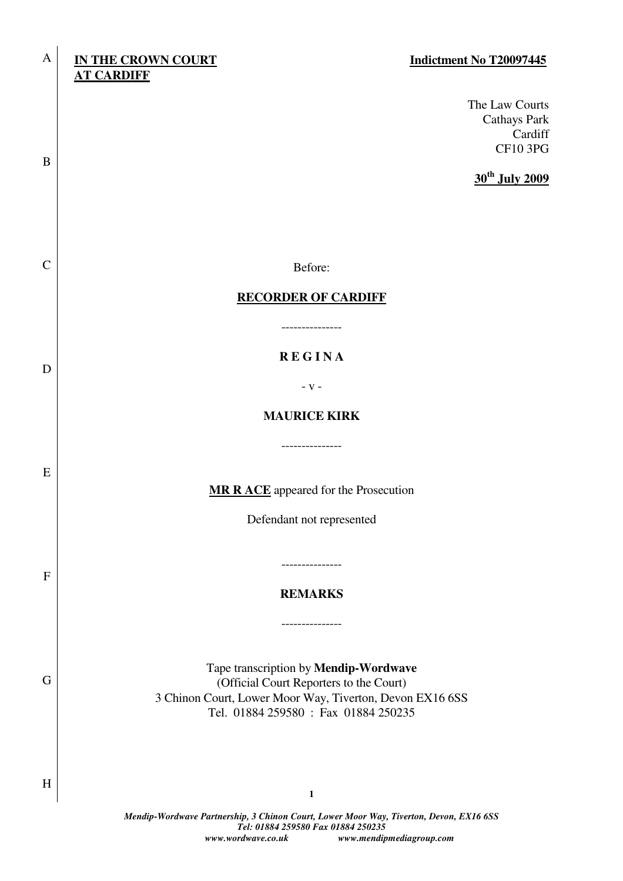**IN THE CROWN COURT AT CARDIFF**

**Indictment No T20097445**

The Law Courts
Cathays Park
Cardiff
CF10 3PG

**30th July 2009**

Before:

**RECORDER OF CARDIFF**

---------------

**R E G I N A**

- v -

**MAURICE KIRK**

---------------

**MR R ACE** appeared for the Prosecution

Defendant not represented

---------------

**REMARKS**

---------------

Tape transcription by **Mendip-Wordwave**
(Official Court Reporters to the Court)
3 Chinon Court, Lower Moor Way, Tiverton, Devon EX16 6SS
Tel. 01884 259580 : Fax 01884 250235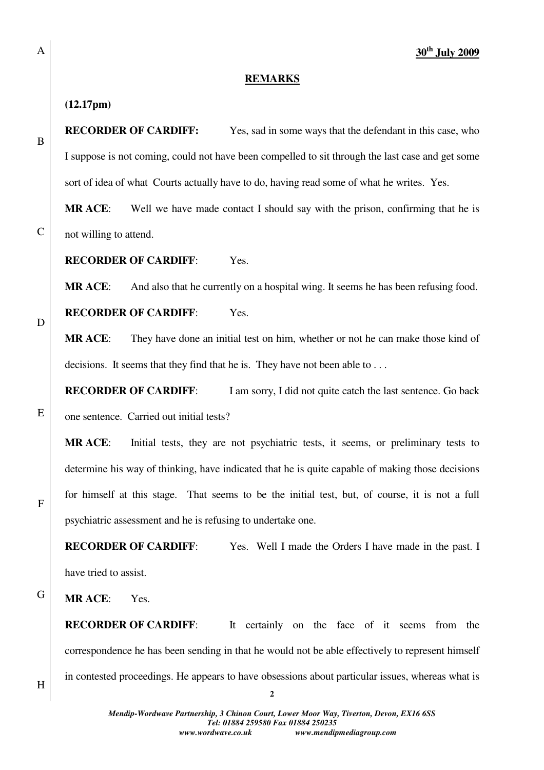**30th July 2009**

## REMARKS

**(12.17pm)**

**RECORDER OF CARDIFF:** Yes, sad in some ways that the defendant in this case, who I suppose is not coming, could not have been compelled to sit through the last case and get some sort of idea of what Courts actually have to do, having read some of what he writes. Yes.

**MR ACE**: Well we have made contact I should say with the prison, confirming that he is not willing to attend.

**RECORDER OF CARDIFF**: Yes.

**MR ACE**: And also that he currently on a hospital wing. It seems he has been refusing food.

**RECORDER OF CARDIFF**: Yes.

**MR ACE**: They have done an initial test on him, whether or not he can make those kind of decisions. It seems that they find that he is. They have not been able to . . .

**RECORDER OF CARDIFF**: I am sorry, I did not quite catch the last sentence. Go back one sentence. Carried out initial tests?

**MR ACE**: Initial tests, they are not psychiatric tests, it seems, or preliminary tests to determine his way of thinking, have indicated that he is quite capable of making those decisions for himself at this stage. That seems to be the initial test, but, of course, it is not a full psychiatric assessment and he is refusing to undertake one.

**RECORDER OF CARDIFF**: Yes. Well I made the Orders I have made in the past. I have tried to assist.

**MR ACE**: Yes.

**RECORDER OF CARDIFF**: It certainly on the face of it seems from the correspondence he has been sending in that he would not be able effectively to represent himself in contested proceedings. He appears to have obsessions about particular issues, whereas what is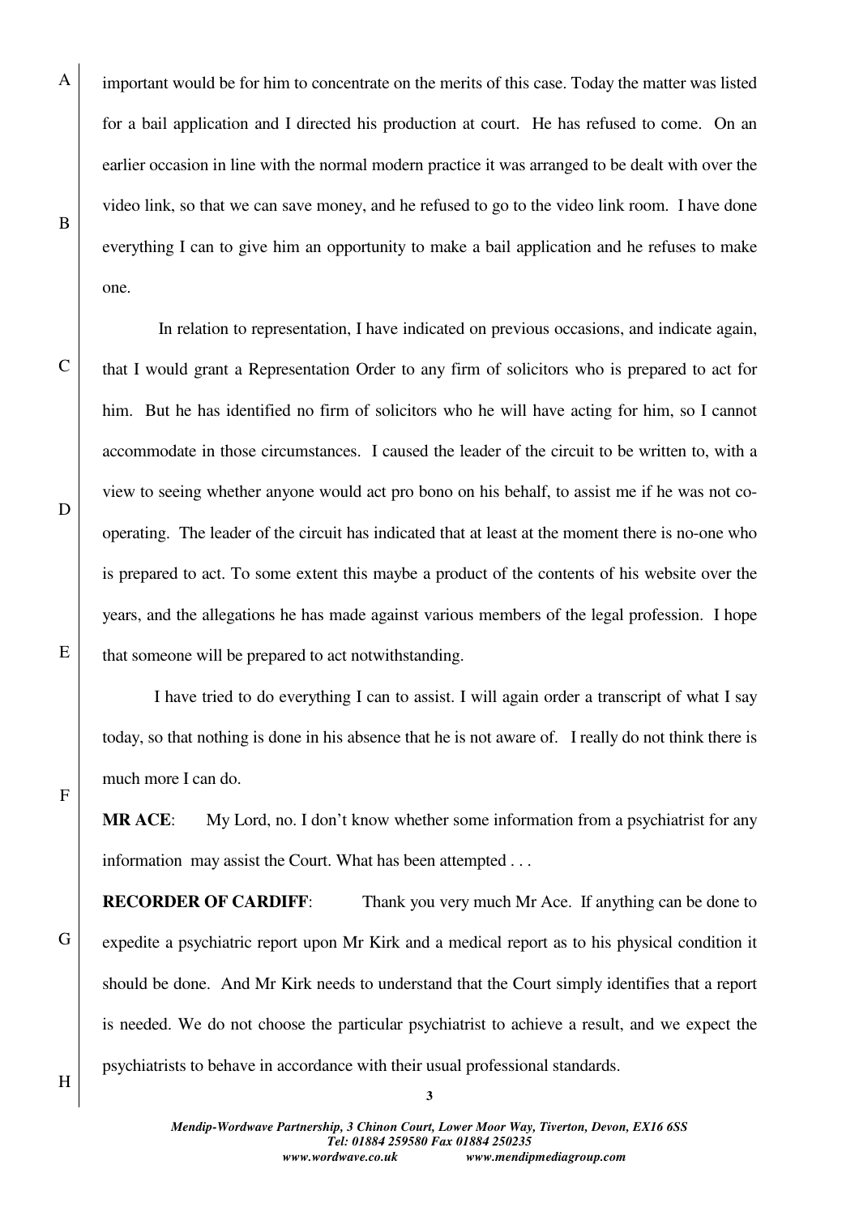important would be for him to concentrate on the merits of this case. Today the matter was listed for a bail application and I directed his production at court. He has refused to come. On an earlier occasion in line with the normal modern practice it was arranged to be dealt with over the video link, so that we can save money, and he refused to go to the video link room. I have done everything I can to give him an opportunity to make a bail application and he refuses to make one.

In relation to representation, I have indicated on previous occasions, and indicate again, that I would grant a Representation Order to any firm of solicitors who is prepared to act for him. But he has identified no firm of solicitors who he will have acting for him, so I cannot accommodate in those circumstances. I caused the leader of the circuit to be written to, with a view to seeing whether anyone would act pro bono on his behalf, to assist me if he was not co-operating. The leader of the circuit has indicated that at least at the moment there is no-one who is prepared to act. To some extent this maybe a product of the contents of his website over the years, and the allegations he has made against various members of the legal profession. I hope that someone will be prepared to act notwithstanding.

I have tried to do everything I can to assist. I will again order a transcript of what I say today, so that nothing is done in his absence that he is not aware of. I really do not think there is much more I can do.

**MR ACE**: My Lord, no. I don't know whether some information from a psychiatrist for any information may assist the Court. What has been attempted . . .

**RECORDER OF CARDIFF**: Thank you very much Mr Ace. If anything can be done to expedite a psychiatric report upon Mr Kirk and a medical report as to his physical condition it should be done. And Mr Kirk needs to understand that the Court simply identifies that a report is needed. We do not choose the particular psychiatrist to achieve a result, and we expect the psychiatrists to behave in accordance with their usual professional standards.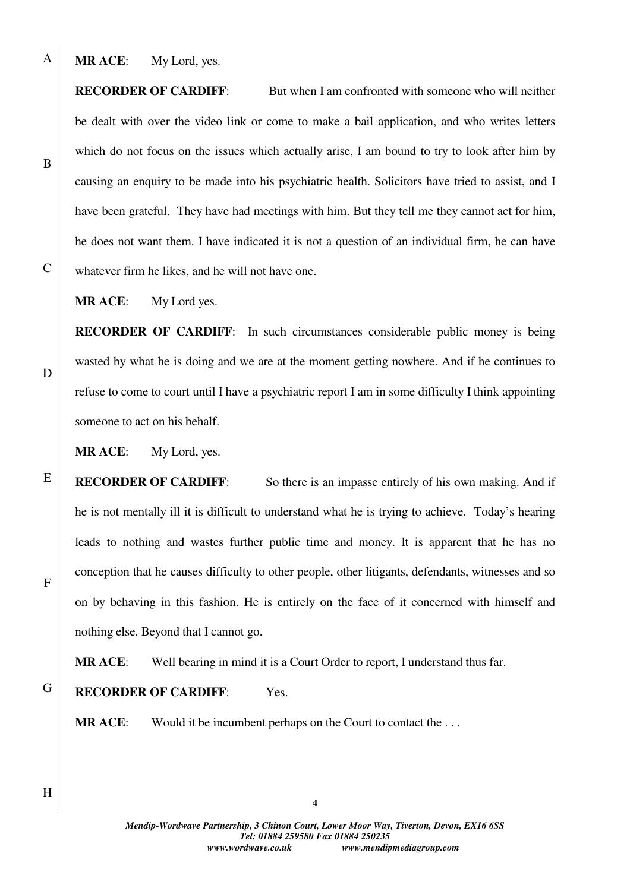**MR ACE**: My Lord, yes.

**RECORDER OF CARDIFF**: But when I am confronted with someone who will neither be dealt with over the video link or come to make a bail application, and who writes letters which do not focus on the issues which actually arise, I am bound to try to look after him by causing an enquiry to be made into his psychiatric health. Solicitors have tried to assist, and I have been grateful. They have had meetings with him. But they tell me they cannot act for him, he does not want them. I have indicated it is not a question of an individual firm, he can have whatever firm he likes, and he will not have one.

**MR ACE**: My Lord yes.

**RECORDER OF CARDIFF**: In such circumstances considerable public money is being wasted by what he is doing and we are at the moment getting nowhere. And if he continues to refuse to come to court until I have a psychiatric report I am in some difficulty I think appointing someone to act on his behalf.

**MR ACE**: My Lord, yes.

**RECORDER OF CARDIFF**: So there is an impasse entirely of his own making. And if he is not mentally ill it is difficult to understand what he is trying to achieve. Today's hearing leads to nothing and wastes further public time and money. It is apparent that he has no conception that he causes difficulty to other people, other litigants, defendants, witnesses and so on by behaving in this fashion. He is entirely on the face of it concerned with himself and nothing else. Beyond that I cannot go.

**MR ACE**: Well bearing in mind it is a Court Order to report, I understand thus far.

**RECORDER OF CARDIFF**: Yes.

**MR ACE**: Would it be incumbent perhaps on the Court to contact the . . .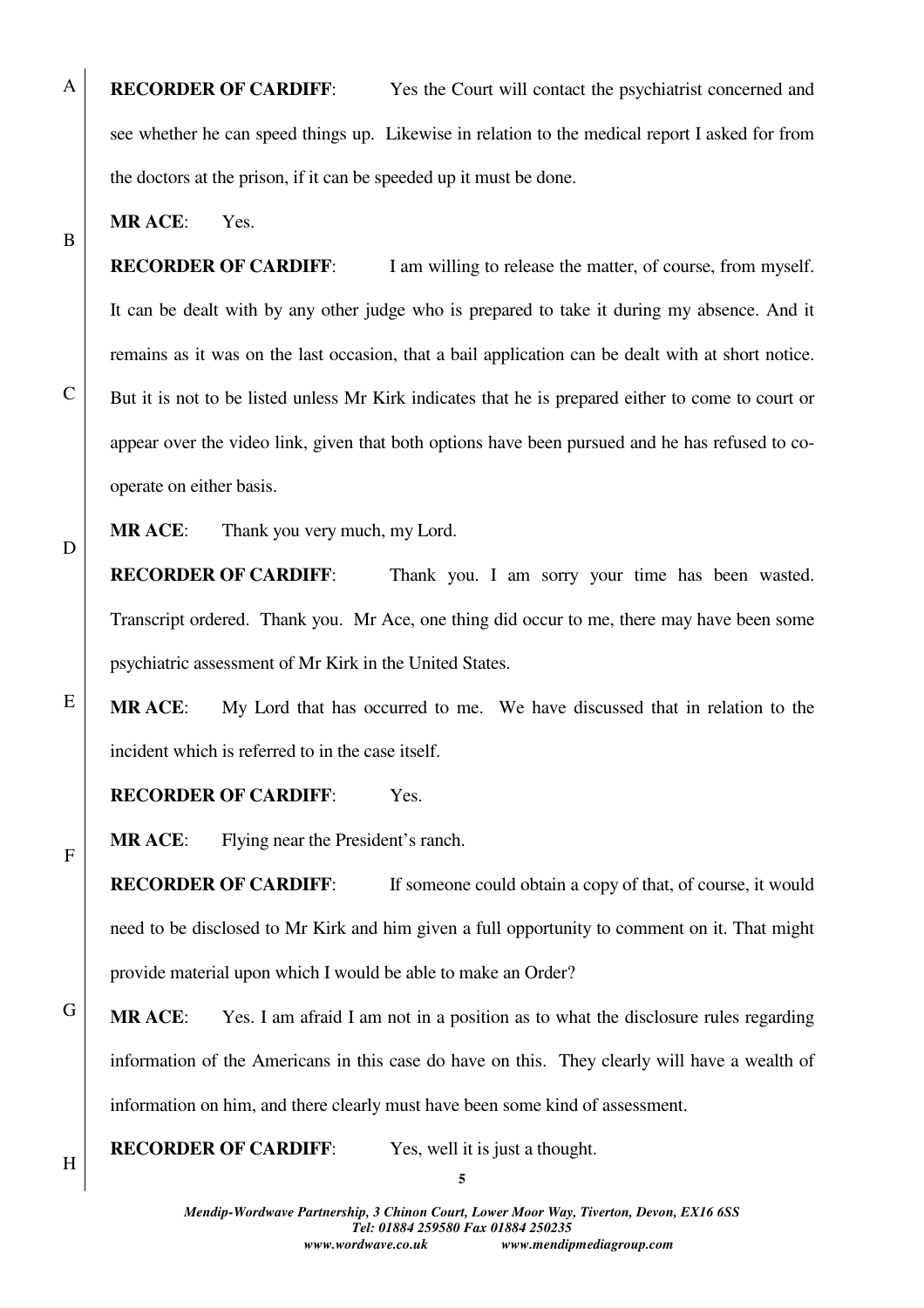**RECORDER OF CARDIFF**: Yes the Court will contact the psychiatrist concerned and see whether he can speed things up. Likewise in relation to the medical report I asked for from the doctors at the prison, if it can be speeded up it must be done.

**MR ACE**: Yes.

**RECORDER OF CARDIFF**: I am willing to release the matter, of course, from myself. It can be dealt with by any other judge who is prepared to take it during my absence. And it remains as it was on the last occasion, that a bail application can be dealt with at short notice. But it is not to be listed unless Mr Kirk indicates that he is prepared either to come to court or appear over the video link, given that both options have been pursued and he has refused to co-operate on either basis.

**MR ACE**: Thank you very much, my Lord.

**RECORDER OF CARDIFF**: Thank you. I am sorry your time has been wasted. Transcript ordered. Thank you. Mr Ace, one thing did occur to me, there may have been some psychiatric assessment of Mr Kirk in the United States.

**MR ACE**: My Lord that has occurred to me. We have discussed that in relation to the incident which is referred to in the case itself.

**RECORDER OF CARDIFF**: Yes.

**MR ACE**: Flying near the President's ranch.

**RECORDER OF CARDIFF**: If someone could obtain a copy of that, of course, it would need to be disclosed to Mr Kirk and him given a full opportunity to comment on it. That might provide material upon which I would be able to make an Order?

**MR ACE**: Yes. I am afraid I am not in a position as to what the disclosure rules regarding information of the Americans in this case do have on this. They clearly will have a wealth of information on him, and there clearly must have been some kind of assessment.

**RECORDER OF CARDIFF**: Yes, well it is just a thought.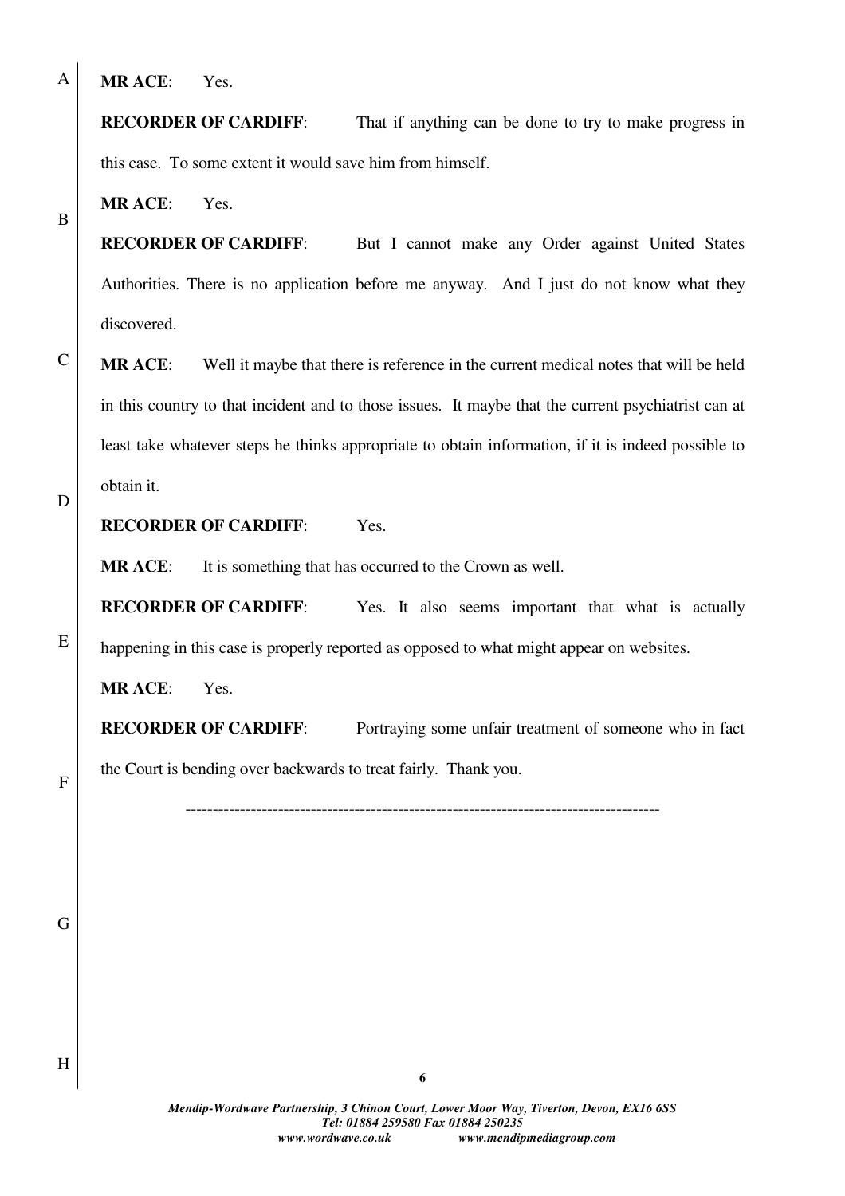**MR ACE**: Yes.

**RECORDER OF CARDIFF**: That if anything can be done to try to make progress in this case. To some extent it would save him from himself.

**MR ACE**: Yes.

**RECORDER OF CARDIFF**: But I cannot make any Order against United States Authorities. There is no application before me anyway. And I just do not know what they discovered.

**MR ACE**: Well it maybe that there is reference in the current medical notes that will be held in this country to that incident and to those issues. It maybe that the current psychiatrist can at least take whatever steps he thinks appropriate to obtain information, if it is indeed possible to obtain it.

**RECORDER OF CARDIFF**: Yes.

**MR ACE**: It is something that has occurred to the Crown as well.

**RECORDER OF CARDIFF**: Yes. It also seems important that what is actually happening in this case is properly reported as opposed to what might appear on websites.

**MR ACE**: Yes.

**RECORDER OF CARDIFF**: Portraying some unfair treatment of someone who in fact the Court is bending over backwards to treat fairly. Thank you.

---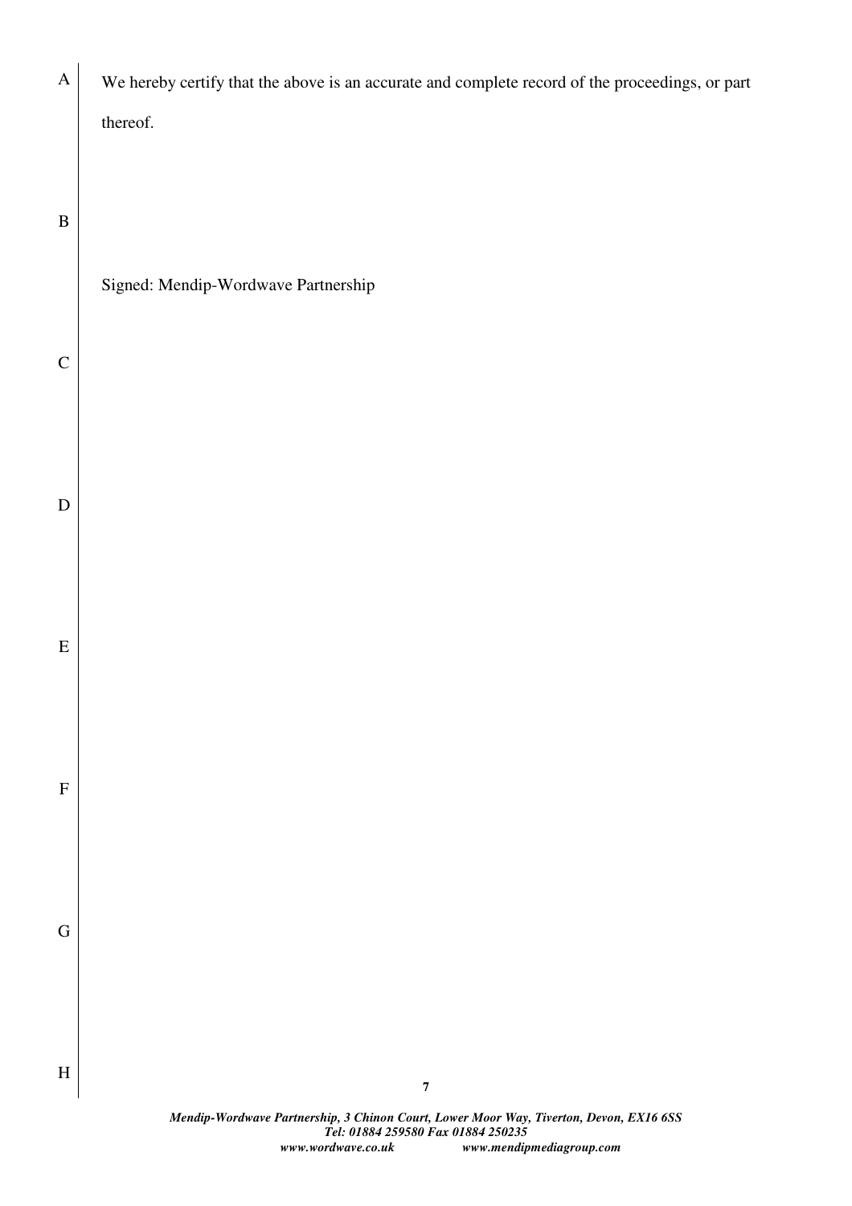We hereby certify that the above is an accurate and complete record of the proceedings, or part thereof.

Signed: Mendip-Wordwave Partnership